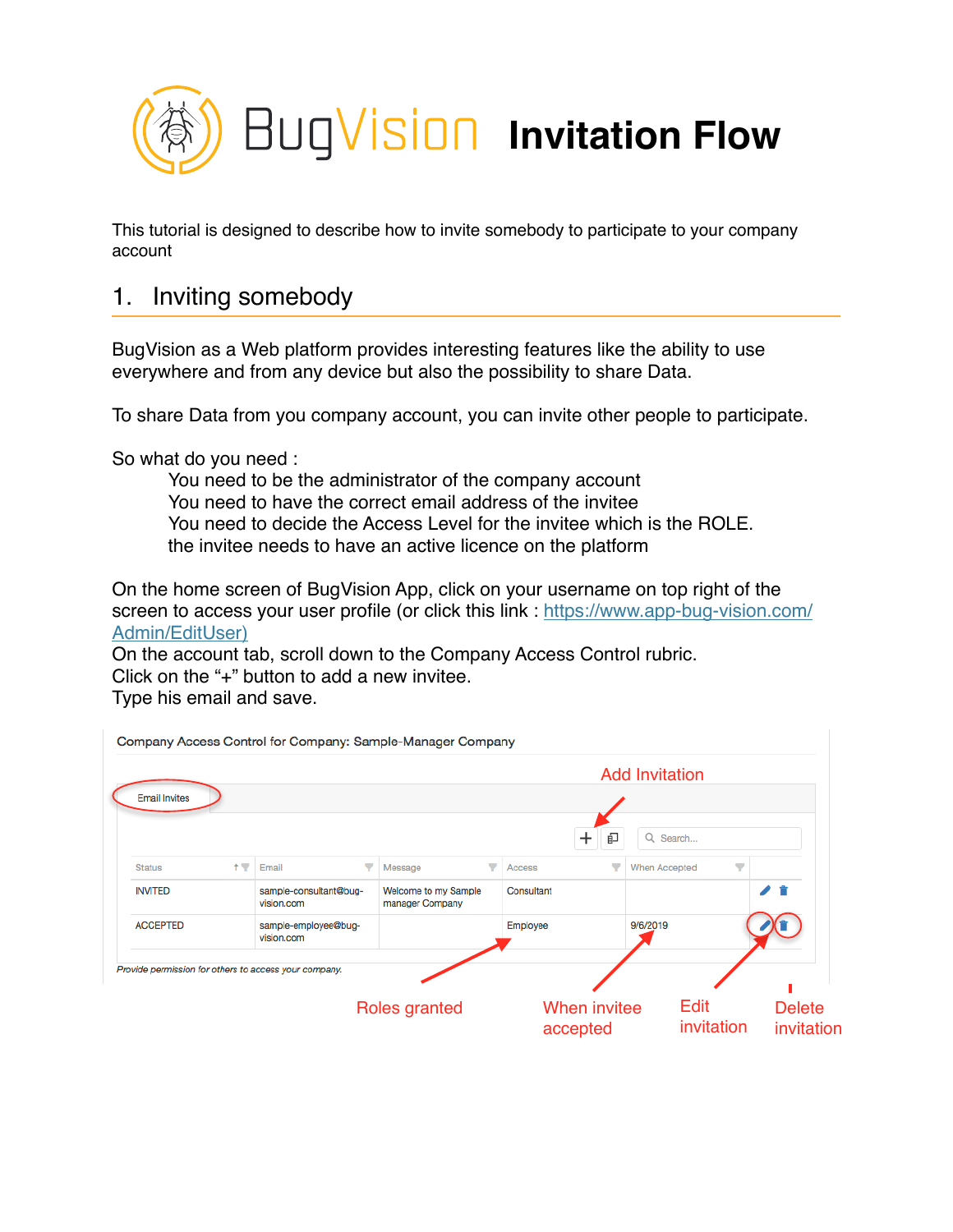# BugVision Invitation Flow

This tutorial is designed to describe how to invite somebody to participate to your company account

## 1. Inviting somebody

BugVision as a Web platform provides interesting features like the ability to use everywhere and from any device but also the possibility to share Data.

To share Data from you company account, you can invite other people to participate.

So what do you need :

- You need to be the administrator of the company account
- You need to have the correct email address of the invitee
- You need to decide the Access Level for the invitee which is the ROLE.
- the invitee needs to have an active licence on the platform

On the home screen of BugVision App, click on your username on top right of the screen to access your user profile (or click this link : [https://www.app-bug-vision.com/Admin/EditUser)](https://www.app-bug-vision.com/Admin/EditUser)
On the account tab, scroll down to the Company Access Control rubric.
Click on the "+" button to add a new invitee.
Type his email and save.

Company Access Control for Company: Sample-Manager Company

Email Invites

Add Invitation

| Status | Email | Message | Access | When Accepted | |
|---|---|---|---|---|---|
| INVITED | sample-consultant@bug-vision.com | Welcome to my Sample manager Company | Consultant | | |
| ACCEPTED | sample-employee@bug-vision.com | | Employee | 9/6/2019 | |

*Provide permission for others to access your company.*

Roles granted — When invitee accepted — Edit invitation — Delete invitation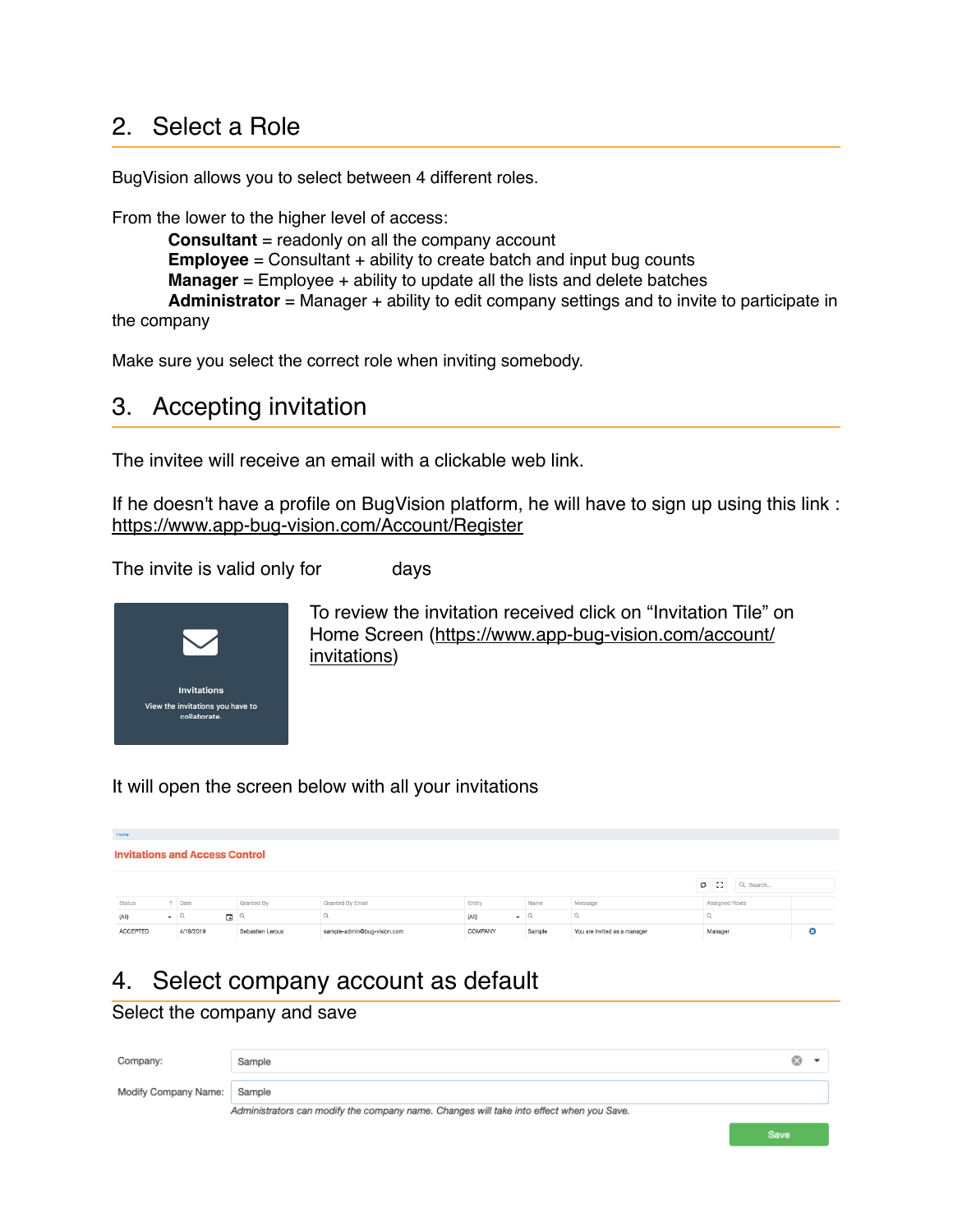## 2. Select a Role

BugVision allows you to select between 4 different roles.

From the lower to the higher level of access:

**Consultant** = readonly on all the company account
**Employee** = Consultant + ability to create batch and input bug counts
**Manager** = Employee + ability to update all the lists and delete batches
**Administrator** = Manager + ability to edit company settings and to invite to participate in the company

Make sure you select the correct role when inviting somebody.

## 3. Accepting invitation

The invitee will receive an email with a clickable web link.

If he doesn't have a profile on BugVision platform, he will have to sign up using this link : https://www.app-bug-vision.com/Account/Register

The invite is valid only for days

Invitations

View the invitations you have to collaborate.

To review the invitation received click on "Invitation Tile" on Home Screen (https://www.app-bug-vision.com/account/invitations)

It will open the screen below with all your invitations

Home

**Invitations and Access Control**

| Status | Date | Granted By | Granted By Email | Entity | Name | Message | Assigned Roles | |
|---|---|---|---|---|---|---|---|---|
| (All) | | | | (All) | | | | |
| ACCEPTED | 4/19/2019 | Sebastien Leroux | sample-admin@bug-vision.com | COMPANY | Sample | You are invited as a manager | Manager | |

## 4. Select company account as default

Select the company and save

Company: Sample

Modify Company Name: Sample

*Administrators can modify the company name. Changes will take into effect when you Save.*

Save